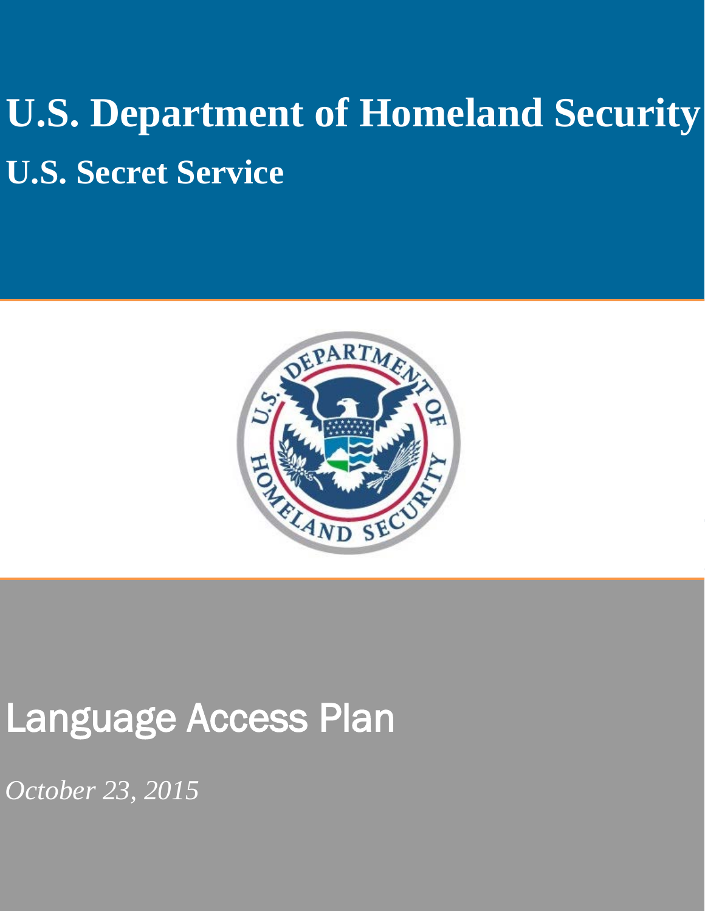# U.S. Department of Homeland Security

## U.S. Secret Service

# Language Access Plan

*October 23, 2015*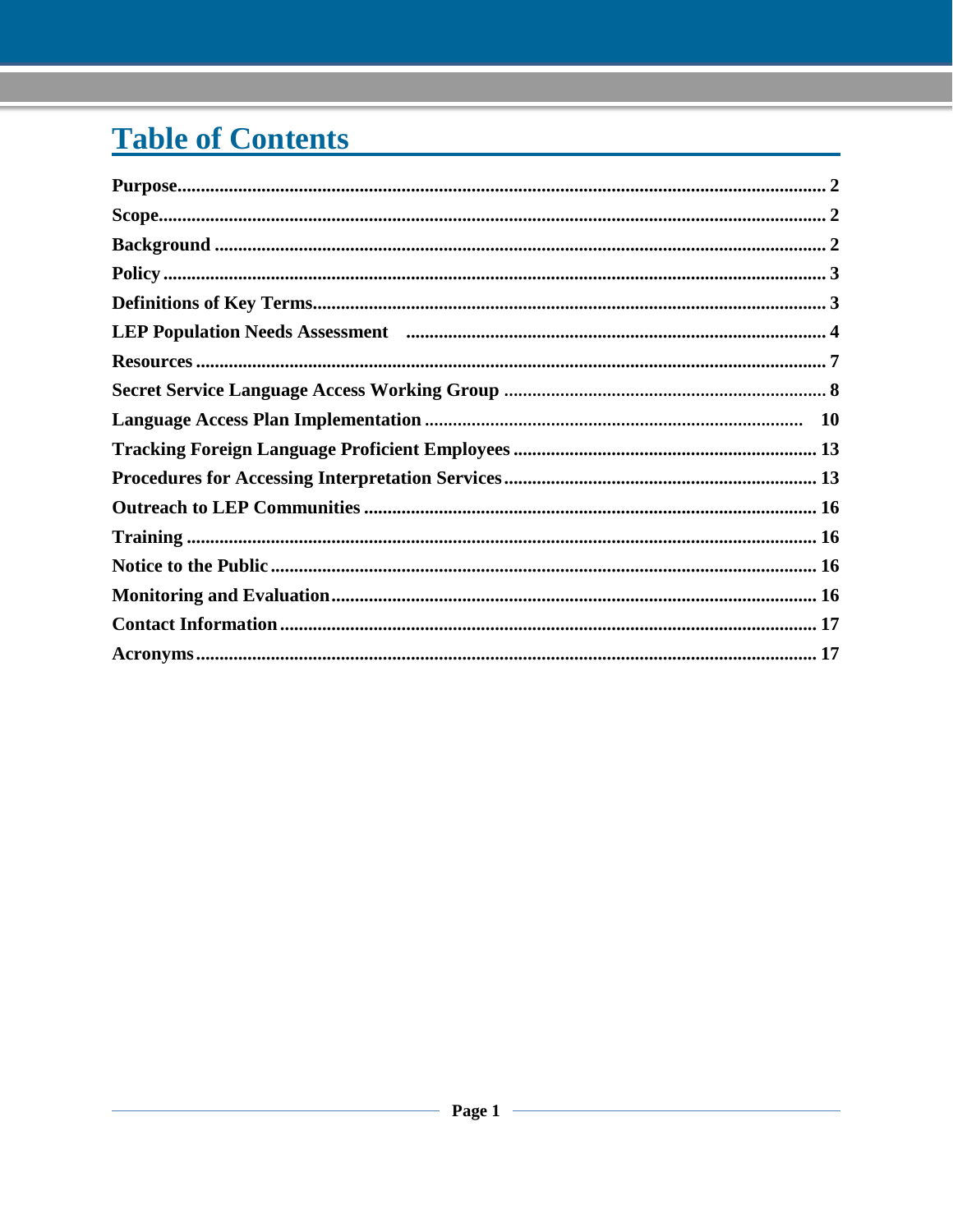# Table of Contents

| | |
|---|---|
| **Purpose** | **2** |
| **Scope** | **2** |
| **Background** | **2** |
| **Policy** | **3** |
| **Definitions of Key Terms** | **3** |
| **LEP Population Needs Assessment** | **4** |
| **Resources** | **7** |
| **Secret Service Language Access Working Group** | **8** |
| **Language Access Plan Implementation** | **10** |
| **Tracking Foreign Language Proficient Employees** | **13** |
| **Procedures for Accessing Interpretation Services** | **13** |
| **Outreach to LEP Communities** | **16** |
| **Training** | **16** |
| **Notice to the Public** | **16** |
| **Monitoring and Evaluation** | **16** |
| **Contact Information** | **17** |
| **Acronyms** | **17** |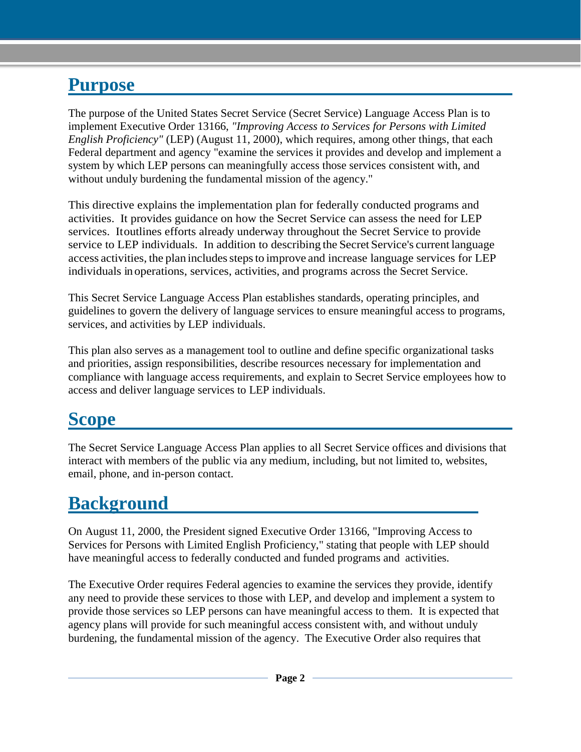## Purpose

The purpose of the United States Secret Service (Secret Service) Language Access Plan is to implement Executive Order 13166, *"Improving Access to Services for Persons with Limited English Proficiency"* (LEP) (August 11, 2000), which requires, among other things, that each Federal department and agency "examine the services it provides and develop and implement a system by which LEP persons can meaningfully access those services consistent with, and without unduly burdening the fundamental mission of the agency."

This directive explains the implementation plan for federally conducted programs and activities. It provides guidance on how the Secret Service can assess the need for LEP services. It outlines efforts already underway throughout the Secret Service to provide service to LEP individuals. In addition to describing the Secret Service's current language access activities, the plan includes steps to improve and increase language services for LEP individuals in operations, services, activities, and programs across the Secret Service.

This Secret Service Language Access Plan establishes standards, operating principles, and guidelines to govern the delivery of language services to ensure meaningful access to programs, services, and activities by LEP individuals.

This plan also serves as a management tool to outline and define specific organizational tasks and priorities, assign responsibilities, describe resources necessary for implementation and compliance with language access requirements, and explain to Secret Service employees how to access and deliver language services to LEP individuals.

## Scope

The Secret Service Language Access Plan applies to all Secret Service offices and divisions that interact with members of the public via any medium, including, but not limited to, websites, email, phone, and in-person contact.

## Background

On August 11, 2000, the President signed Executive Order 13166, "Improving Access to Services for Persons with Limited English Proficiency," stating that people with LEP should have meaningful access to federally conducted and funded programs and activities.

The Executive Order requires Federal agencies to examine the services they provide, identify any need to provide these services to those with LEP, and develop and implement a system to provide those services so LEP persons can have meaningful access to them. It is expected that agency plans will provide for such meaningful access consistent with, and without unduly burdening, the fundamental mission of the agency. The Executive Order also requires that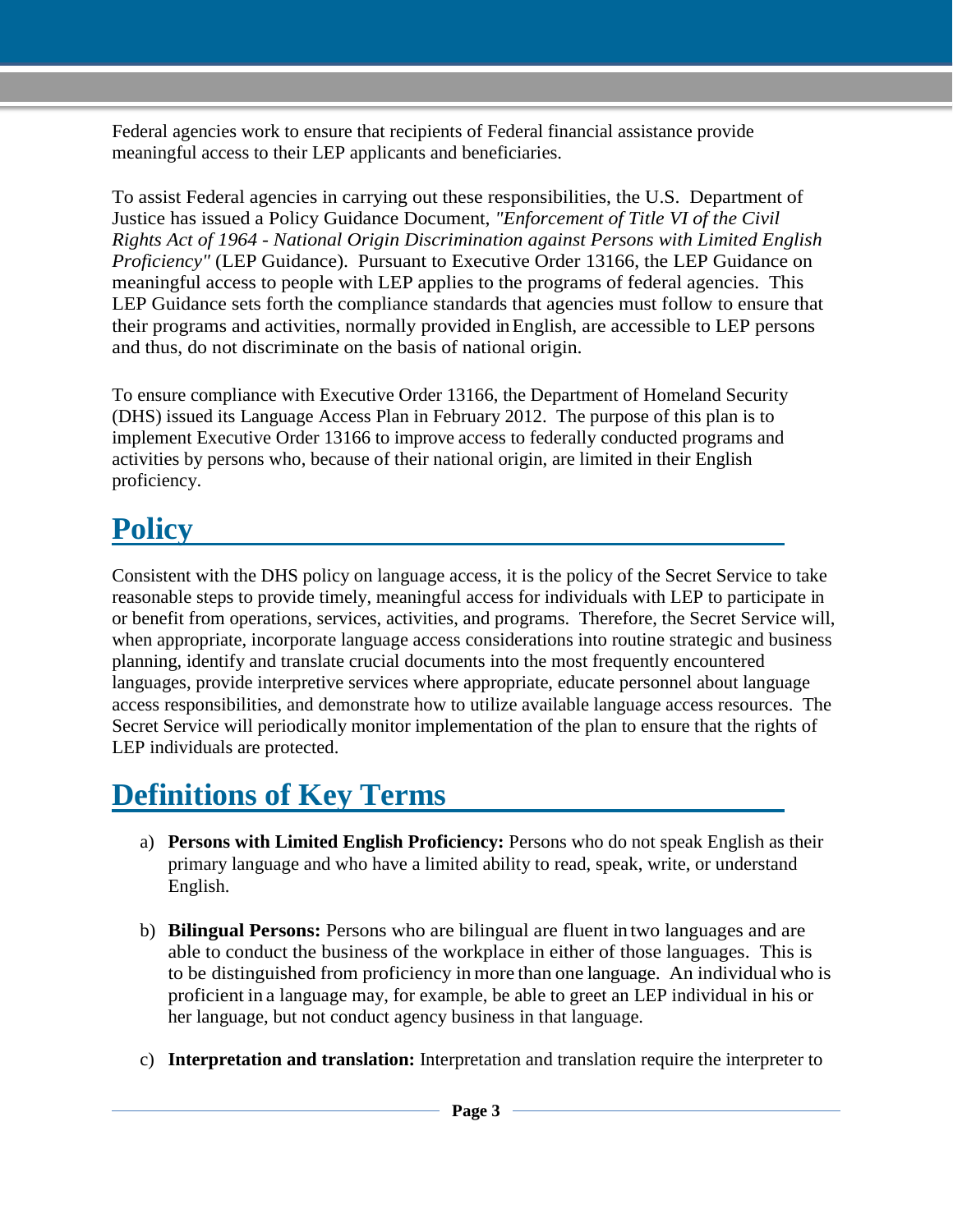Federal agencies work to ensure that recipients of Federal financial assistance provide meaningful access to their LEP applicants and beneficiaries.

To assist Federal agencies in carrying out these responsibilities, the U.S. Department of Justice has issued a Policy Guidance Document, *"Enforcement of Title VI of the Civil Rights Act of 1964 - National Origin Discrimination against Persons with Limited English Proficiency"* (LEP Guidance). Pursuant to Executive Order 13166, the LEP Guidance on meaningful access to people with LEP applies to the programs of federal agencies. This LEP Guidance sets forth the compliance standards that agencies must follow to ensure that their programs and activities, normally provided in English, are accessible to LEP persons and thus, do not discriminate on the basis of national origin.

To ensure compliance with Executive Order 13166, the Department of Homeland Security (DHS) issued its Language Access Plan in February 2012. The purpose of this plan is to implement Executive Order 13166 to improve access to federally conducted programs and activities by persons who, because of their national origin, are limited in their English proficiency.

## Policy

Consistent with the DHS policy on language access, it is the policy of the Secret Service to take reasonable steps to provide timely, meaningful access for individuals with LEP to participate in or benefit from operations, services, activities, and programs. Therefore, the Secret Service will, when appropriate, incorporate language access considerations into routine strategic and business planning, identify and translate crucial documents into the most frequently encountered languages, provide interpretive services where appropriate, educate personnel about language access responsibilities, and demonstrate how to utilize available language access resources. The Secret Service will periodically monitor implementation of the plan to ensure that the rights of LEP individuals are protected.

## Definitions of Key Terms

a) **Persons with Limited English Proficiency:** Persons who do not speak English as their primary language and who have a limited ability to read, speak, write, or understand English.

b) **Bilingual Persons:** Persons who are bilingual are fluent in two languages and are able to conduct the business of the workplace in either of those languages. This is to be distinguished from proficiency in more than one language. An individual who is proficient in a language may, for example, be able to greet an LEP individual in his or her language, but not conduct agency business in that language.

c) **Interpretation and translation:** Interpretation and translation require the interpreter to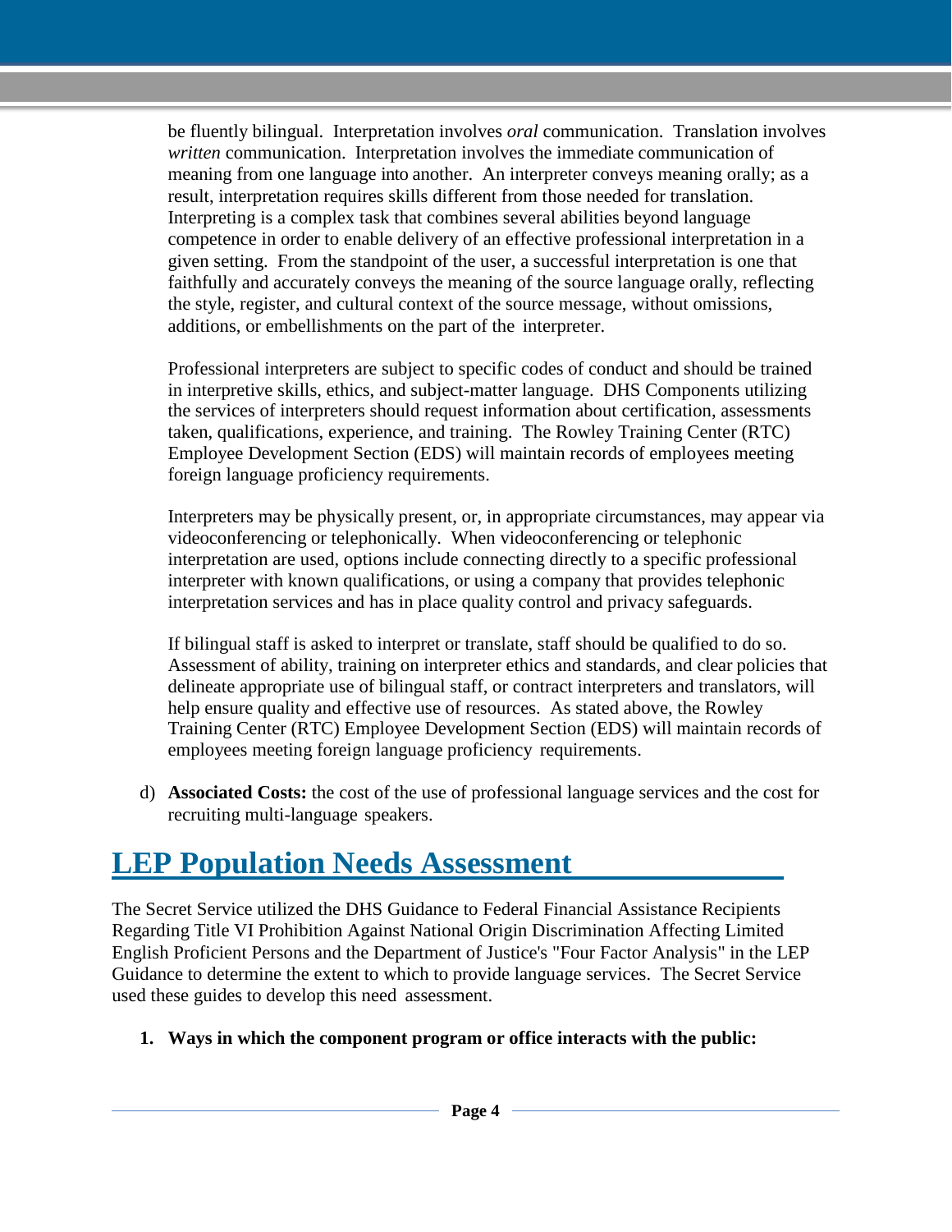be fluently bilingual. Interpretation involves *oral* communication. Translation involves *written* communication. Interpretation involves the immediate communication of meaning from one language into another. An interpreter conveys meaning orally; as a result, interpretation requires skills different from those needed for translation. Interpreting is a complex task that combines several abilities beyond language competence in order to enable delivery of an effective professional interpretation in a given setting. From the standpoint of the user, a successful interpretation is one that faithfully and accurately conveys the meaning of the source language orally, reflecting the style, register, and cultural context of the source message, without omissions, additions, or embellishments on the part of the interpreter.

Professional interpreters are subject to specific codes of conduct and should be trained in interpretive skills, ethics, and subject-matter language. DHS Components utilizing the services of interpreters should request information about certification, assessments taken, qualifications, experience, and training. The Rowley Training Center (RTC) Employee Development Section (EDS) will maintain records of employees meeting foreign language proficiency requirements.

Interpreters may be physically present, or, in appropriate circumstances, may appear via videoconferencing or telephonically. When videoconferencing or telephonic interpretation are used, options include connecting directly to a specific professional interpreter with known qualifications, or using a company that provides telephonic interpretation services and has in place quality control and privacy safeguards.

If bilingual staff is asked to interpret or translate, staff should be qualified to do so. Assessment of ability, training on interpreter ethics and standards, and clear policies that delineate appropriate use of bilingual staff, or contract interpreters and translators, will help ensure quality and effective use of resources. As stated above, the Rowley Training Center (RTC) Employee Development Section (EDS) will maintain records of employees meeting foreign language proficiency requirements.

d) **Associated Costs:** the cost of the use of professional language services and the cost for recruiting multi-language speakers.

## LEP Population Needs Assessment

The Secret Service utilized the DHS Guidance to Federal Financial Assistance Recipients Regarding Title VI Prohibition Against National Origin Discrimination Affecting Limited English Proficient Persons and the Department of Justice's "Four Factor Analysis" in the LEP Guidance to determine the extent to which to provide language services. The Secret Service used these guides to develop this need assessment.

1. **Ways in which the component program or office interacts with the public:**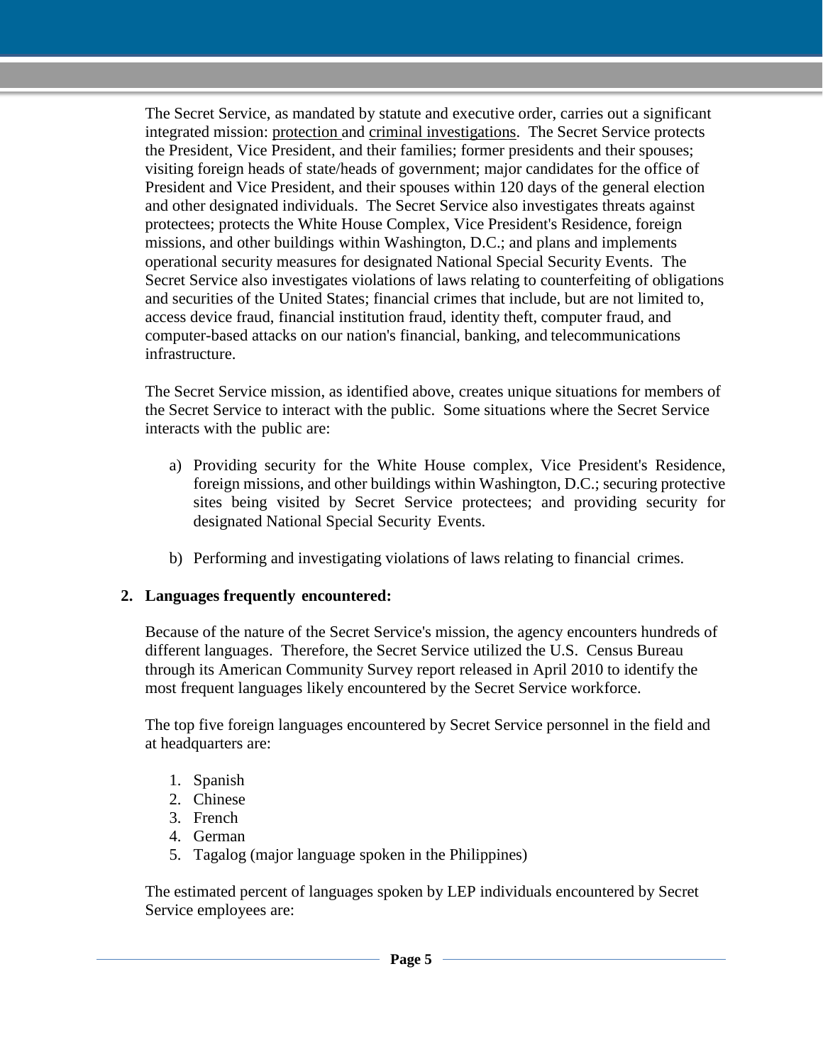The Secret Service, as mandated by statute and executive order, carries out a significant integrated mission: protection and criminal investigations. The Secret Service protects the President, Vice President, and their families; former presidents and their spouses; visiting foreign heads of state/heads of government; major candidates for the office of President and Vice President, and their spouses within 120 days of the general election and other designated individuals. The Secret Service also investigates threats against protectees; protects the White House Complex, Vice President's Residence, foreign missions, and other buildings within Washington, D.C.; and plans and implements operational security measures for designated National Special Security Events. The Secret Service also investigates violations of laws relating to counterfeiting of obligations and securities of the United States; financial crimes that include, but are not limited to, access device fraud, financial institution fraud, identity theft, computer fraud, and computer-based attacks on our nation's financial, banking, and telecommunications infrastructure.

The Secret Service mission, as identified above, creates unique situations for members of the Secret Service to interact with the public. Some situations where the Secret Service interacts with the public are:

a) Providing security for the White House complex, Vice President's Residence, foreign missions, and other buildings within Washington, D.C.; securing protective sites being visited by Secret Service protectees; and providing security for designated National Special Security Events.

b) Performing and investigating violations of laws relating to financial crimes.

**2. Languages frequently encountered:**

Because of the nature of the Secret Service's mission, the agency encounters hundreds of different languages. Therefore, the Secret Service utilized the U.S. Census Bureau through its American Community Survey report released in April 2010 to identify the most frequent languages likely encountered by the Secret Service workforce.

The top five foreign languages encountered by Secret Service personnel in the field and at headquarters are:

1. Spanish
2. Chinese
3. French
4. German
5. Tagalog (major language spoken in the Philippines)

The estimated percent of languages spoken by LEP individuals encountered by Secret Service employees are: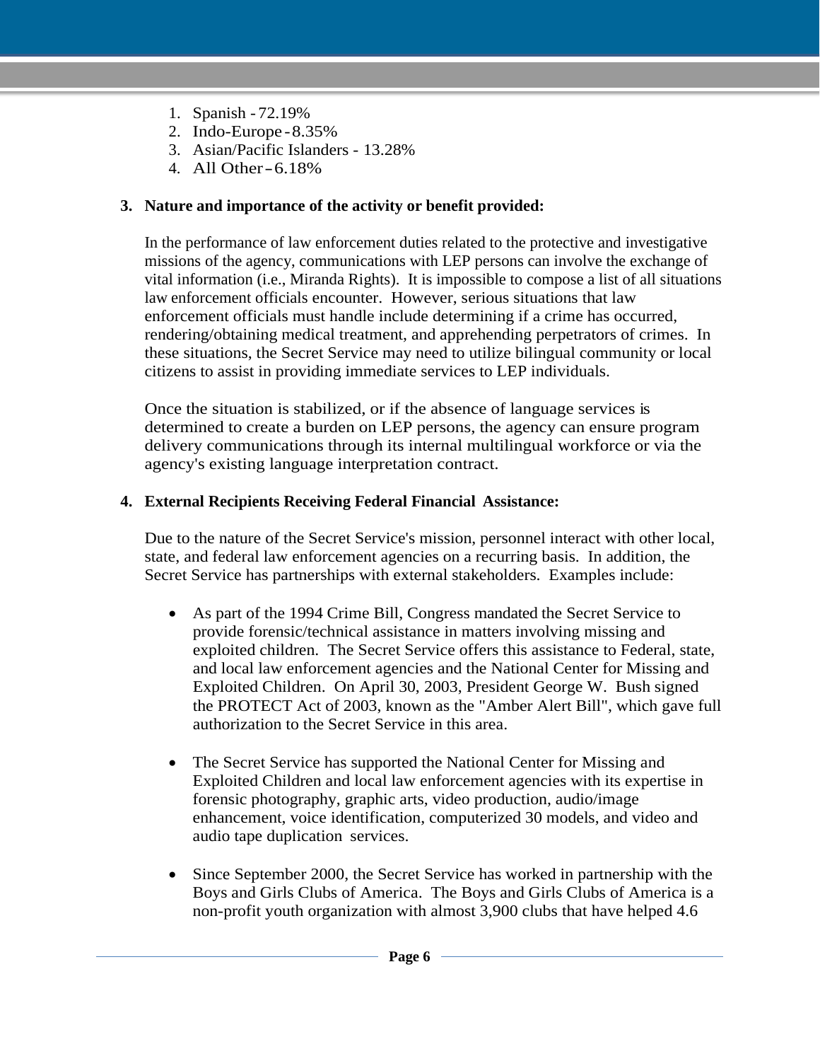1. Spanish - 72.19%
2. Indo-Europe - 8.35%
3. Asian/Pacific Islanders - 13.28%
4. All Other - 6.18%

**3. Nature and importance of the activity or benefit provided:**

In the performance of law enforcement duties related to the protective and investigative missions of the agency, communications with LEP persons can involve the exchange of vital information (i.e., Miranda Rights). It is impossible to compose a list of all situations law enforcement officials encounter. However, serious situations that law enforcement officials must handle include determining if a crime has occurred, rendering/obtaining medical treatment, and apprehending perpetrators of crimes. In these situations, the Secret Service may need to utilize bilingual community or local citizens to assist in providing immediate services to LEP individuals.

Once the situation is stabilized, or if the absence of language services is determined to create a burden on LEP persons, the agency can ensure program delivery communications through its internal multilingual workforce or via the agency's existing language interpretation contract.

**4. External Recipients Receiving Federal Financial Assistance:**

Due to the nature of the Secret Service's mission, personnel interact with other local, state, and federal law enforcement agencies on a recurring basis. In addition, the Secret Service has partnerships with external stakeholders. Examples include:

- As part of the 1994 Crime Bill, Congress mandated the Secret Service to provide forensic/technical assistance in matters involving missing and exploited children. The Secret Service offers this assistance to Federal, state, and local law enforcement agencies and the National Center for Missing and Exploited Children. On April 30, 2003, President George W. Bush signed the PROTECT Act of 2003, known as the "Amber Alert Bill", which gave full authorization to the Secret Service in this area.

- The Secret Service has supported the National Center for Missing and Exploited Children and local law enforcement agencies with its expertise in forensic photography, graphic arts, video production, audio/image enhancement, voice identification, computerized 30 models, and video and audio tape duplication services.

- Since September 2000, the Secret Service has worked in partnership with the Boys and Girls Clubs of America. The Boys and Girls Clubs of America is a non-profit youth organization with almost 3,900 clubs that have helped 4.6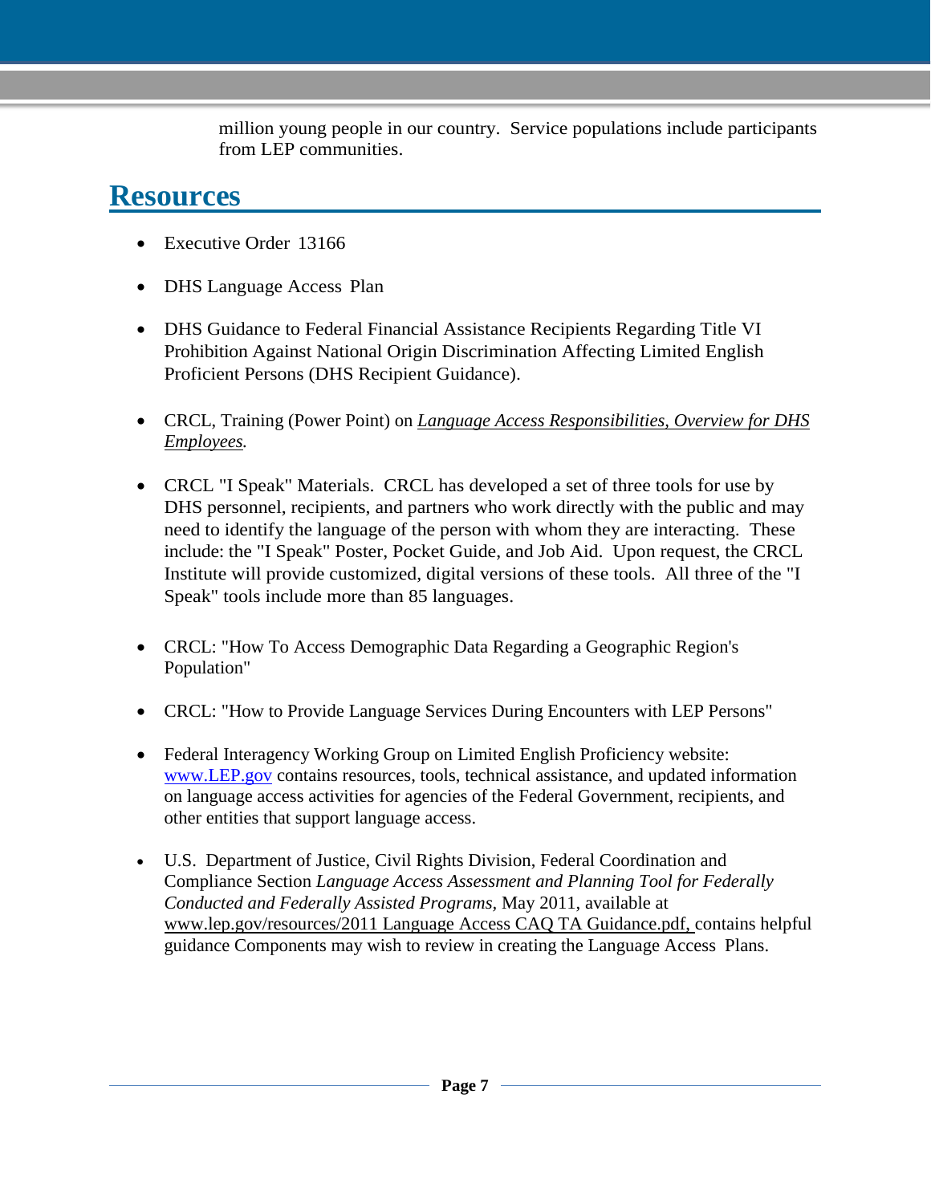million young people in our country. Service populations include participants from LEP communities.

## Resources

- Executive Order 13166
- DHS Language Access Plan
- DHS Guidance to Federal Financial Assistance Recipients Regarding Title VI Prohibition Against National Origin Discrimination Affecting Limited English Proficient Persons (DHS Recipient Guidance).
- CRCL, Training (Power Point) on *Language Access Responsibilities, Overview for DHS Employees.*
- CRCL "I Speak" Materials. CRCL has developed a set of three tools for use by DHS personnel, recipients, and partners who work directly with the public and may need to identify the language of the person with whom they are interacting. These include: the "I Speak" Poster, Pocket Guide, and Job Aid. Upon request, the CRCL Institute will provide customized, digital versions of these tools. All three of the "I Speak" tools include more than 85 languages.
- CRCL: "How To Access Demographic Data Regarding a Geographic Region's Population"
- CRCL: "How to Provide Language Services During Encounters with LEP Persons"
- Federal Interagency Working Group on Limited English Proficiency website: www.LEP.gov contains resources, tools, technical assistance, and updated information on language access activities for agencies of the Federal Government, recipients, and other entities that support language access.
- U.S. Department of Justice, Civil Rights Division, Federal Coordination and Compliance Section *Language Access Assessment and Planning Tool for Federally Conducted and Federally Assisted Programs,* May 2011, available at www.lep.gov/resources/2011 Language Access CAQ TA Guidance.pdf, contains helpful guidance Components may wish to review in creating the Language Access Plans.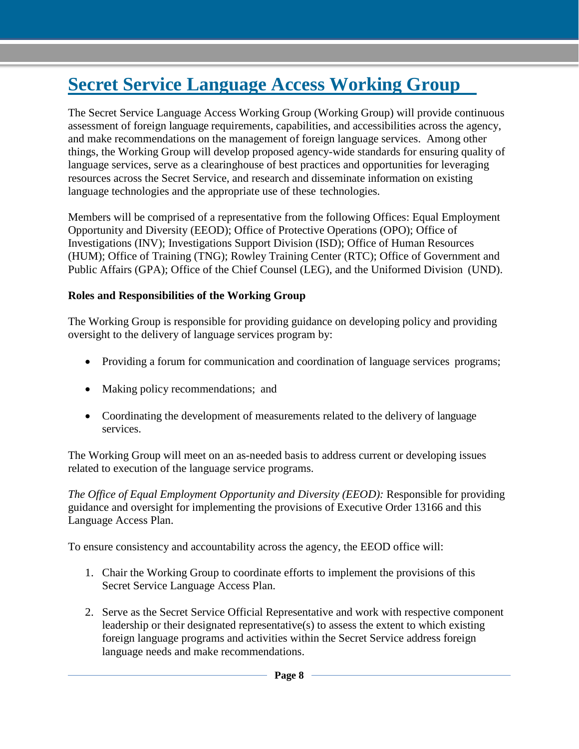# Secret Service Language Access Working Group

The Secret Service Language Access Working Group (Working Group) will provide continuous assessment of foreign language requirements, capabilities, and accessibilities across the agency, and make recommendations on the management of foreign language services. Among other things, the Working Group will develop proposed agency-wide standards for ensuring quality of language services, serve as a clearinghouse of best practices and opportunities for leveraging resources across the Secret Service, and research and disseminate information on existing language technologies and the appropriate use of these technologies.

Members will be comprised of a representative from the following Offices: Equal Employment Opportunity and Diversity (EEOD); Office of Protective Operations (OPO); Office of Investigations (INV); Investigations Support Division (ISD); Office of Human Resources (HUM); Office of Training (TNG); Rowley Training Center (RTC); Office of Government and Public Affairs (GPA); Office of the Chief Counsel (LEG), and the Uniformed Division (UND).

**Roles and Responsibilities of the Working Group**

The Working Group is responsible for providing guidance on developing policy and providing oversight to the delivery of language services program by:

- Providing a forum for communication and coordination of language services programs;
- Making policy recommendations; and
- Coordinating the development of measurements related to the delivery of language services.

The Working Group will meet on an as-needed basis to address current or developing issues related to execution of the language service programs.

*The Office of Equal Employment Opportunity and Diversity (EEOD):* Responsible for providing guidance and oversight for implementing the provisions of Executive Order 13166 and this Language Access Plan.

To ensure consistency and accountability across the agency, the EEOD office will:

1. Chair the Working Group to coordinate efforts to implement the provisions of this Secret Service Language Access Plan.
2. Serve as the Secret Service Official Representative and work with respective component leadership or their designated representative(s) to assess the extent to which existing foreign language programs and activities within the Secret Service address foreign language needs and make recommendations.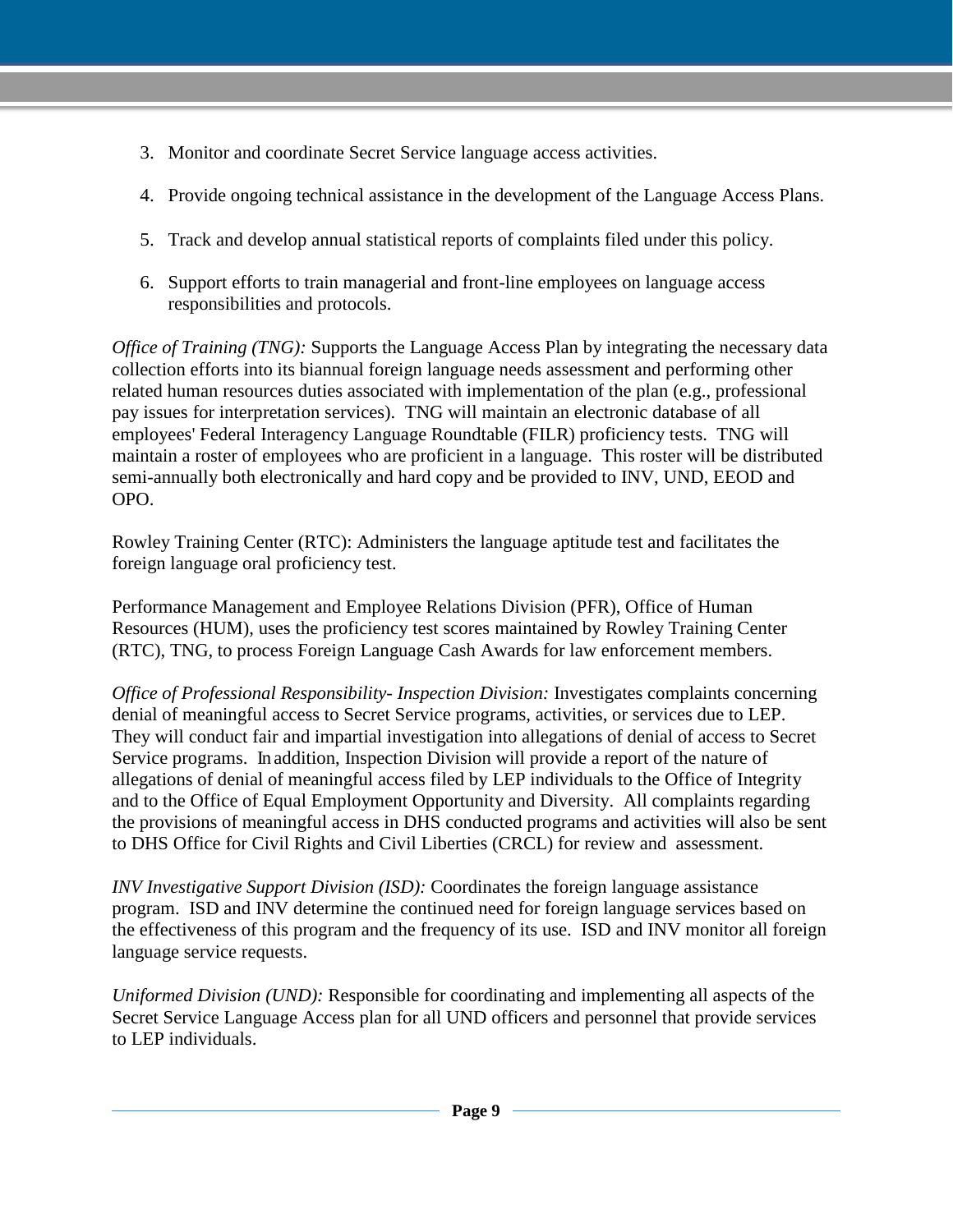3. Monitor and coordinate Secret Service language access activities.

4. Provide ongoing technical assistance in the development of the Language Access Plans.

5. Track and develop annual statistical reports of complaints filed under this policy.

6. Support efforts to train managerial and front-line employees on language access responsibilities and protocols.

*Office of Training (TNG):* Supports the Language Access Plan by integrating the necessary data collection efforts into its biannual foreign language needs assessment and performing other related human resources duties associated with implementation of the plan (e.g., professional pay issues for interpretation services). TNG will maintain an electronic database of all employees' Federal Interagency Language Roundtable (FILR) proficiency tests. TNG will maintain a roster of employees who are proficient in a language. This roster will be distributed semi-annually both electronically and hard copy and be provided to INV, UND, EEOD and OPO.

Rowley Training Center (RTC): Administers the language aptitude test and facilitates the foreign language oral proficiency test.

Performance Management and Employee Relations Division (PFR), Office of Human Resources (HUM), uses the proficiency test scores maintained by Rowley Training Center (RTC), TNG, to process Foreign Language Cash Awards for law enforcement members.

*Office of Professional Responsibility- Inspection Division:* Investigates complaints concerning denial of meaningful access to Secret Service programs, activities, or services due to LEP. They will conduct fair and impartial investigation into allegations of denial of access to Secret Service programs. In addition, Inspection Division will provide a report of the nature of allegations of denial of meaningful access filed by LEP individuals to the Office of Integrity and to the Office of Equal Employment Opportunity and Diversity. All complaints regarding the provisions of meaningful access in DHS conducted programs and activities will also be sent to DHS Office for Civil Rights and Civil Liberties (CRCL) for review and assessment.

*INV Investigative Support Division (ISD):* Coordinates the foreign language assistance program. ISD and INV determine the continued need for foreign language services based on the effectiveness of this program and the frequency of its use. ISD and INV monitor all foreign language service requests.

*Uniformed Division (UND):* Responsible for coordinating and implementing all aspects of the Secret Service Language Access plan for all UND officers and personnel that provide services to LEP individuals.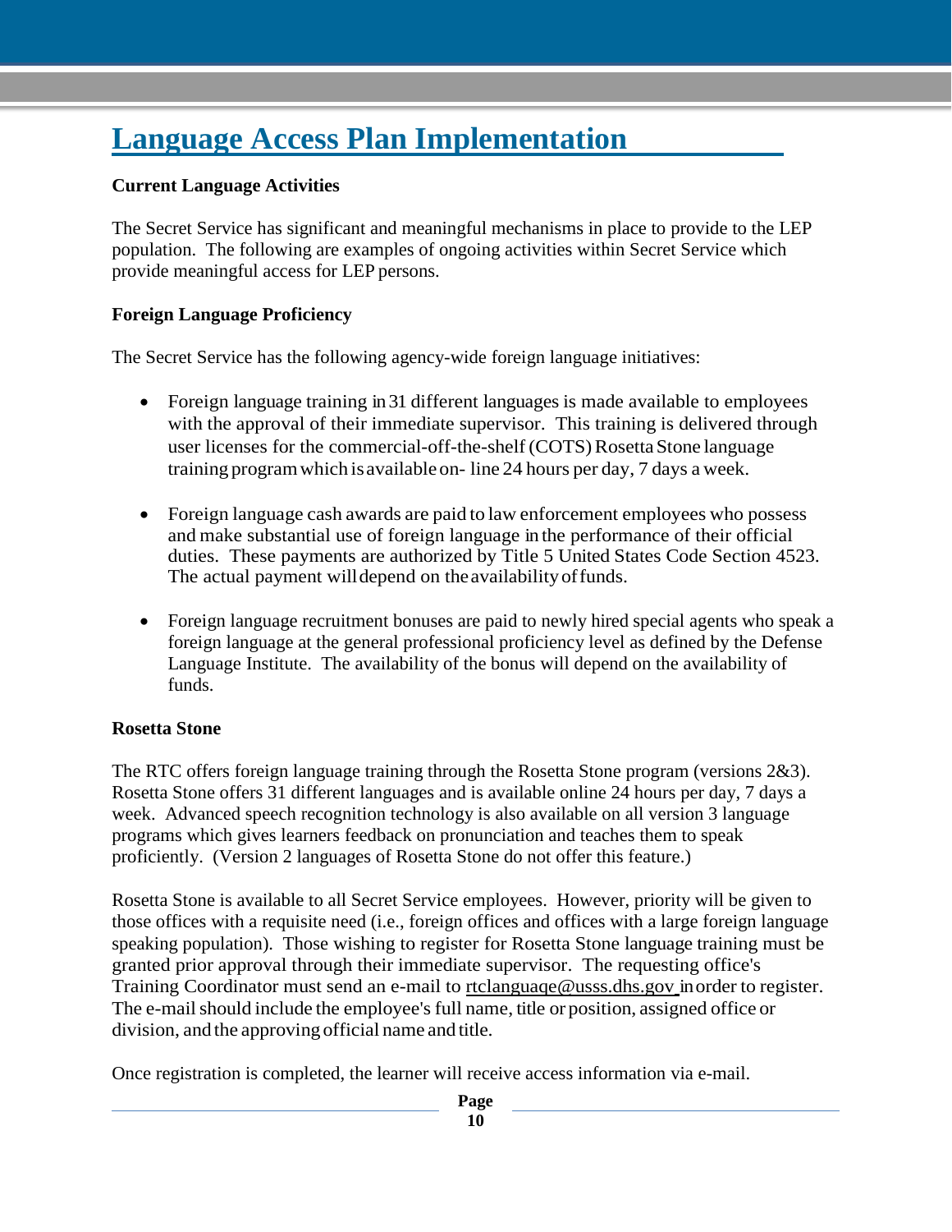# Language Access Plan Implementation

**Current Language Activities**

The Secret Service has significant and meaningful mechanisms in place to provide to the LEP population. The following are examples of ongoing activities within Secret Service which provide meaningful access for LEP persons.

**Foreign Language Proficiency**

The Secret Service has the following agency-wide foreign language initiatives:

- Foreign language training in 31 different languages is made available to employees with the approval of their immediate supervisor. This training is delivered through user licenses for the commercial-off-the-shelf (COTS) Rosetta Stone language training program which is available on- line 24 hours per day, 7 days a week.

- Foreign language cash awards are paid to law enforcement employees who possess and make substantial use of foreign language in the performance of their official duties. These payments are authorized by Title 5 United States Code Section 4523. The actual payment will depend on the availability of funds.

- Foreign language recruitment bonuses are paid to newly hired special agents who speak a foreign language at the general professional proficiency level as defined by the Defense Language Institute. The availability of the bonus will depend on the availability of funds.

**Rosetta Stone**

The RTC offers foreign language training through the Rosetta Stone program (versions 2&3). Rosetta Stone offers 31 different languages and is available online 24 hours per day, 7 days a week. Advanced speech recognition technology is also available on all version 3 language programs which gives learners feedback on pronunciation and teaches them to speak proficiently. (Version 2 languages of Rosetta Stone do not offer this feature.)

Rosetta Stone is available to all Secret Service employees. However, priority will be given to those offices with a requisite need (i.e., foreign offices and offices with a large foreign language speaking population). Those wishing to register for Rosetta Stone language training must be granted prior approval through their immediate supervisor. The requesting office's Training Coordinator must send an e-mail to rtclanguage@usss.dhs.gov in order to register. The e-mail should include the employee's full name, title or position, assigned office or division, and the approving official name and title.

Once registration is completed, the learner will receive access information via e-mail.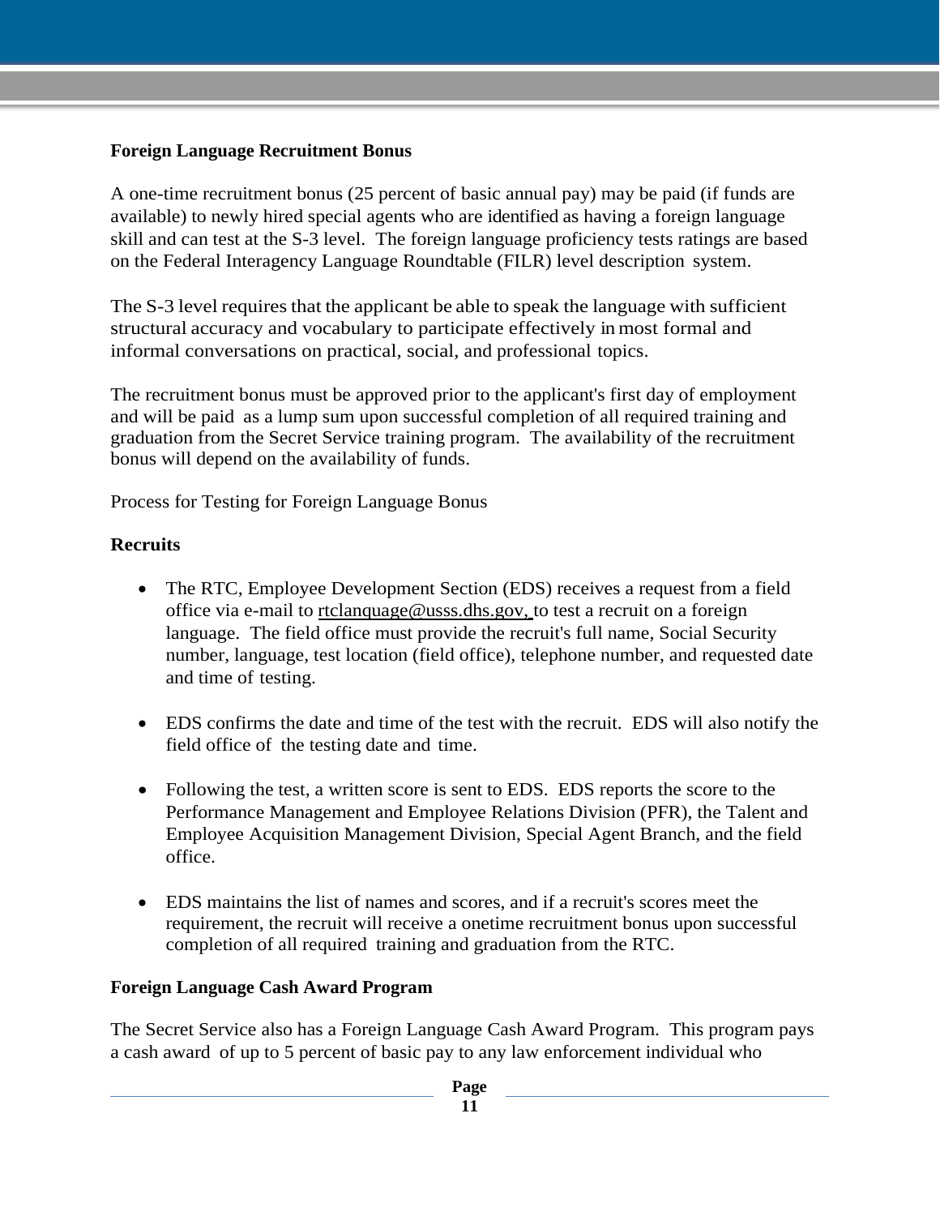**Foreign Language Recruitment Bonus**

A one-time recruitment bonus (25 percent of basic annual pay) may be paid (if funds are available) to newly hired special agents who are identified as having a foreign language skill and can test at the S-3 level. The foreign language proficiency tests ratings are based on the Federal Interagency Language Roundtable (FILR) level description system.

The S-3 level requires that the applicant be able to speak the language with sufficient structural accuracy and vocabulary to participate effectively in most formal and informal conversations on practical, social, and professional topics.

The recruitment bonus must be approved prior to the applicant's first day of employment and will be paid as a lump sum upon successful completion of all required training and graduation from the Secret Service training program. The availability of the recruitment bonus will depend on the availability of funds.

Process for Testing for Foreign Language Bonus

**Recruits**

- The RTC, Employee Development Section (EDS) receives a request from a field office via e-mail to rtclanquage@usss.dhs.gov, to test a recruit on a foreign language. The field office must provide the recruit's full name, Social Security number, language, test location (field office), telephone number, and requested date and time of testing.
- EDS confirms the date and time of the test with the recruit. EDS will also notify the field office of the testing date and time.
- Following the test, a written score is sent to EDS. EDS reports the score to the Performance Management and Employee Relations Division (PFR), the Talent and Employee Acquisition Management Division, Special Agent Branch, and the field office.
- EDS maintains the list of names and scores, and if a recruit's scores meet the requirement, the recruit will receive a onetime recruitment bonus upon successful completion of all required training and graduation from the RTC.

**Foreign Language Cash Award Program**

The Secret Service also has a Foreign Language Cash Award Program. This program pays a cash award of up to 5 percent of basic pay to any law enforcement individual who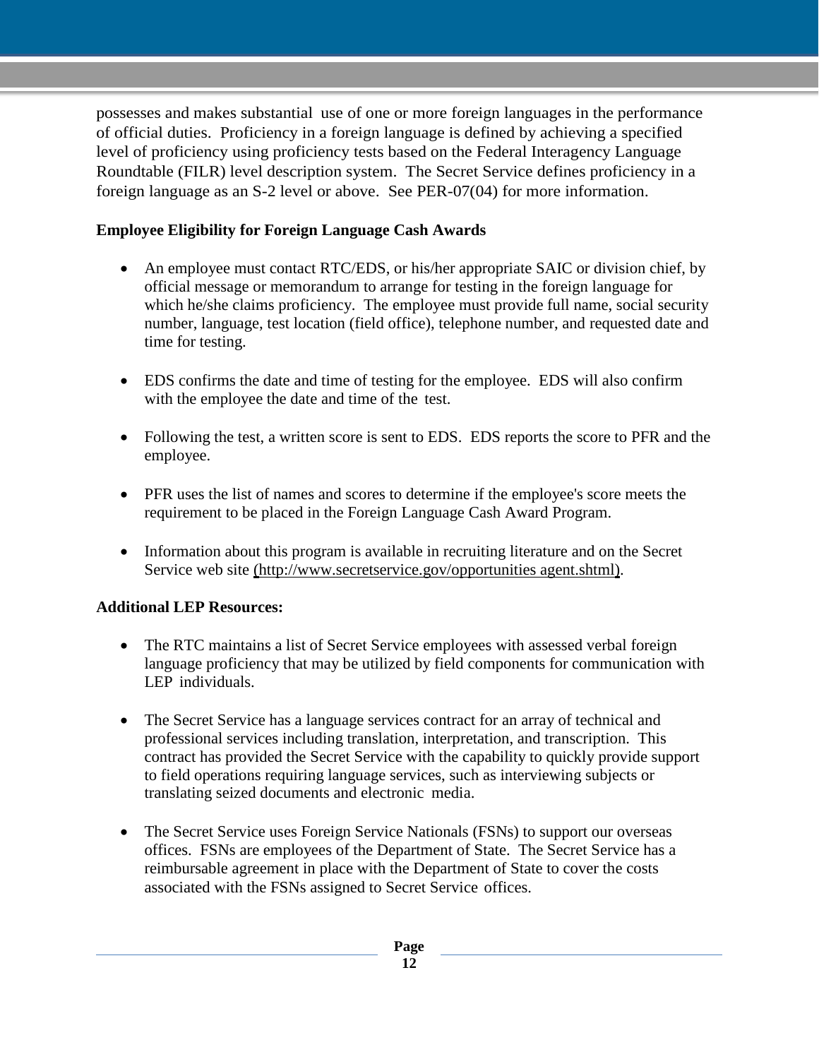possesses and makes substantial use of one or more foreign languages in the performance of official duties. Proficiency in a foreign language is defined by achieving a specified level of proficiency using proficiency tests based on the Federal Interagency Language Roundtable (FILR) level description system. The Secret Service defines proficiency in a foreign language as an S-2 level or above. See PER-07(04) for more information.

**Employee Eligibility for Foreign Language Cash Awards**

- An employee must contact RTC/EDS, or his/her appropriate SAIC or division chief, by official message or memorandum to arrange for testing in the foreign language for which he/she claims proficiency. The employee must provide full name, social security number, language, test location (field office), telephone number, and requested date and time for testing.

- EDS confirms the date and time of testing for the employee. EDS will also confirm with the employee the date and time of the test.

- Following the test, a written score is sent to EDS. EDS reports the score to PFR and the employee.

- PFR uses the list of names and scores to determine if the employee's score meets the requirement to be placed in the Foreign Language Cash Award Program.

- Information about this program is available in recruiting literature and on the Secret Service web site (http://www.secretservice.gov/opportunities agent.shtml).

**Additional LEP Resources:**

- The RTC maintains a list of Secret Service employees with assessed verbal foreign language proficiency that may be utilized by field components for communication with LEP individuals.

- The Secret Service has a language services contract for an array of technical and professional services including translation, interpretation, and transcription. This contract has provided the Secret Service with the capability to quickly provide support to field operations requiring language services, such as interviewing subjects or translating seized documents and electronic media.

- The Secret Service uses Foreign Service Nationals (FSNs) to support our overseas offices. FSNs are employees of the Department of State. The Secret Service has a reimbursable agreement in place with the Department of State to cover the costs associated with the FSNs assigned to Secret Service offices.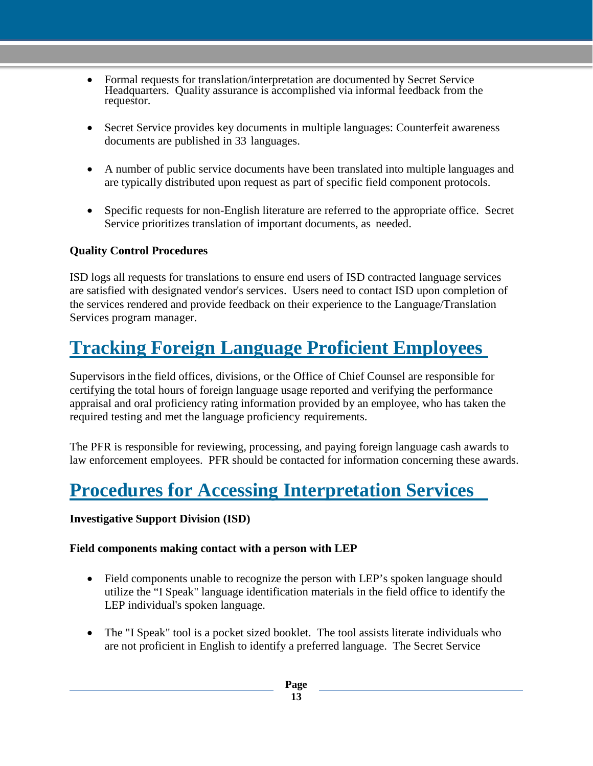- Formal requests for translation/interpretation are documented by Secret Service Headquarters. Quality assurance is accomplished via informal feedback from the requestor.

- Secret Service provides key documents in multiple languages: Counterfeit awareness documents are published in 33 languages.

- A number of public service documents have been translated into multiple languages and are typically distributed upon request as part of specific field component protocols.

- Specific requests for non-English literature are referred to the appropriate office. Secret Service prioritizes translation of important documents, as needed.

**Quality Control Procedures**

ISD logs all requests for translations to ensure end users of ISD contracted language services are satisfied with designated vendor's services. Users need to contact ISD upon completion of the services rendered and provide feedback on their experience to the Language/Translation Services program manager.

# Tracking Foreign Language Proficient Employees

Supervisors in the field offices, divisions, or the Office of Chief Counsel are responsible for certifying the total hours of foreign language usage reported and verifying the performance appraisal and oral proficiency rating information provided by an employee, who has taken the required testing and met the language proficiency requirements.

The PFR is responsible for reviewing, processing, and paying foreign language cash awards to law enforcement employees. PFR should be contacted for information concerning these awards.

# Procedures for Accessing Interpretation Services

**Investigative Support Division (ISD)**

**Field components making contact with a person with LEP**

- Field components unable to recognize the person with LEP's spoken language should utilize the "I Speak" language identification materials in the field office to identify the LEP individual's spoken language.

- The "I Speak" tool is a pocket sized booklet. The tool assists literate individuals who are not proficient in English to identify a preferred language. The Secret Service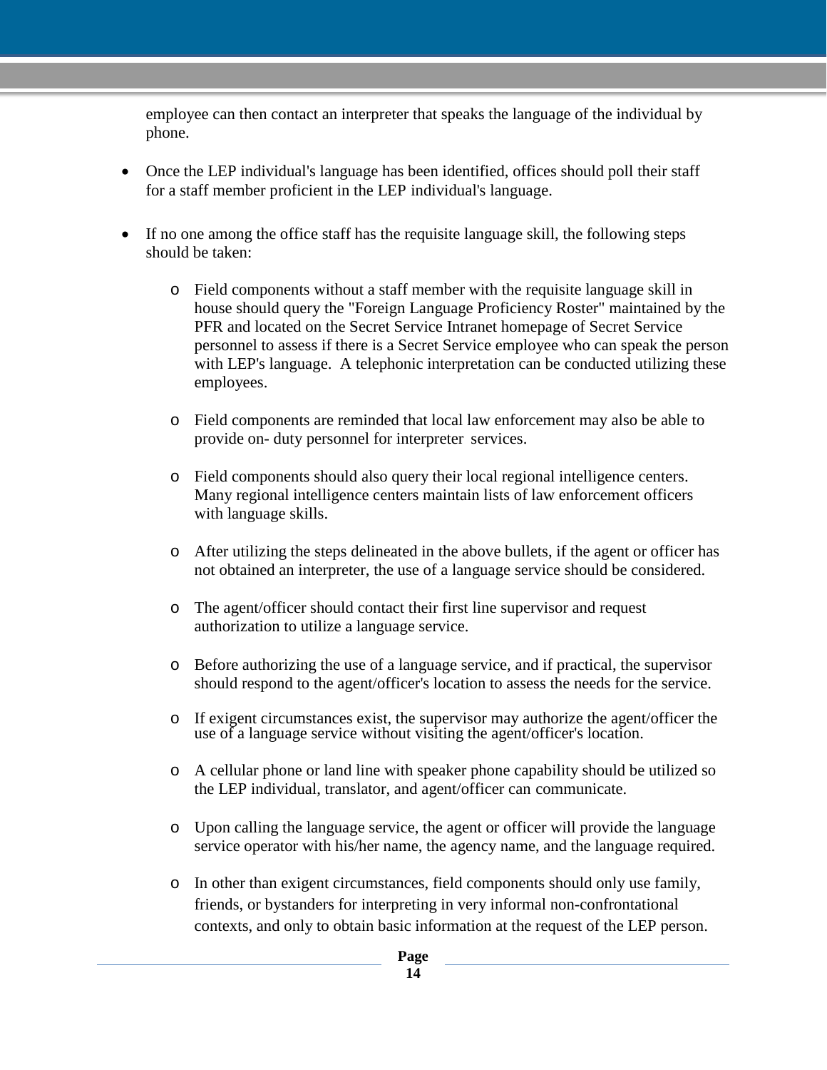employee can then contact an interpreter that speaks the language of the individual by phone.

- Once the LEP individual's language has been identified, offices should poll their staff for a staff member proficient in the LEP individual's language.

- If no one among the office staff has the requisite language skill, the following steps should be taken:

  - Field components without a staff member with the requisite language skill in house should query the "Foreign Language Proficiency Roster" maintained by the PFR and located on the Secret Service Intranet homepage of Secret Service personnel to assess if there is a Secret Service employee who can speak the person with LEP's language. A telephonic interpretation can be conducted utilizing these employees.

  - Field components are reminded that local law enforcement may also be able to provide on- duty personnel for interpreter services.

  - Field components should also query their local regional intelligence centers. Many regional intelligence centers maintain lists of law enforcement officers with language skills.

  - After utilizing the steps delineated in the above bullets, if the agent or officer has not obtained an interpreter, the use of a language service should be considered.

  - The agent/officer should contact their first line supervisor and request authorization to utilize a language service.

  - Before authorizing the use of a language service, and if practical, the supervisor should respond to the agent/officer's location to assess the needs for the service.

  - If exigent circumstances exist, the supervisor may authorize the agent/officer the use of a language service without visiting the agent/officer's location.

  - A cellular phone or land line with speaker phone capability should be utilized so the LEP individual, translator, and agent/officer can communicate.

  - Upon calling the language service, the agent or officer will provide the language service operator with his/her name, the agency name, and the language required.

  - In other than exigent circumstances, field components should only use family, friends, or bystanders for interpreting in very informal non-confrontational contexts, and only to obtain basic information at the request of the LEP person.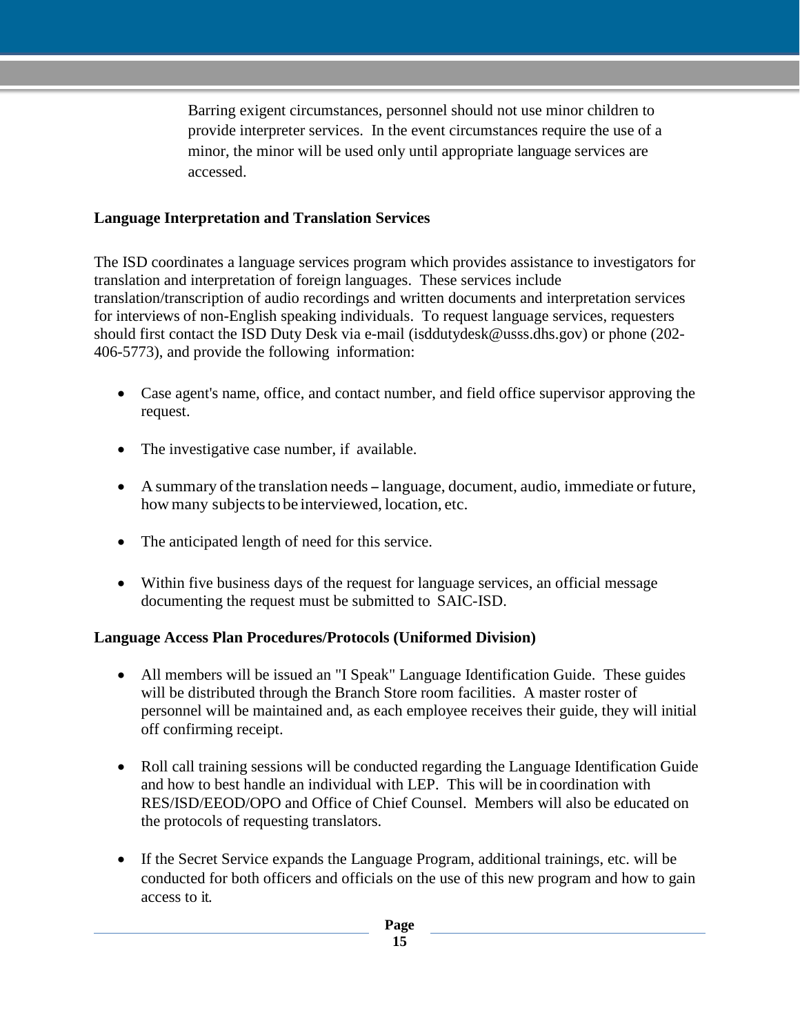Barring exigent circumstances, personnel should not use minor children to provide interpreter services. In the event circumstances require the use of a minor, the minor will be used only until appropriate language services are accessed.

**Language Interpretation and Translation Services**

The ISD coordinates a language services program which provides assistance to investigators for translation and interpretation of foreign languages. These services include translation/transcription of audio recordings and written documents and interpretation services for interviews of non-English speaking individuals. To request language services, requesters should first contact the ISD Duty Desk via e-mail (isddutydesk@usss.dhs.gov) or phone (202-406-5773), and provide the following information:

- Case agent's name, office, and contact number, and field office supervisor approving the request.
- The investigative case number, if available.
- A summary of the translation needs – language, document, audio, immediate or future, how many subjects to be interviewed, location, etc.
- The anticipated length of need for this service.
- Within five business days of the request for language services, an official message documenting the request must be submitted to SAIC-ISD.

**Language Access Plan Procedures/Protocols (Uniformed Division)**

- All members will be issued an "I Speak" Language Identification Guide. These guides will be distributed through the Branch Store room facilities. A master roster of personnel will be maintained and, as each employee receives their guide, they will initial off confirming receipt.
- Roll call training sessions will be conducted regarding the Language Identification Guide and how to best handle an individual with LEP. This will be in coordination with RES/ISD/EEOD/OPO and Office of Chief Counsel. Members will also be educated on the protocols of requesting translators.
- If the Secret Service expands the Language Program, additional trainings, etc. will be conducted for both officers and officials on the use of this new program and how to gain access to it.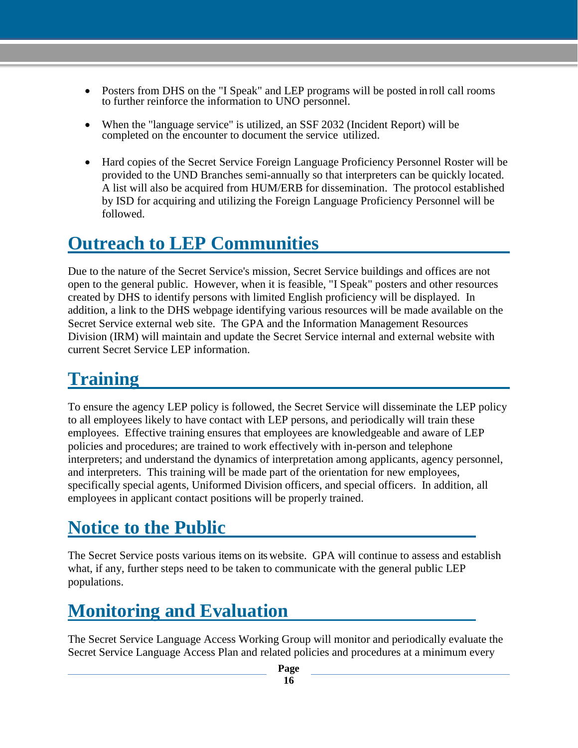- Posters from DHS on the "I Speak" and LEP programs will be posted in roll call rooms to further reinforce the information to UNO personnel.

- When the "language service" is utilized, an SSF 2032 (Incident Report) will be completed on the encounter to document the service utilized.

- Hard copies of the Secret Service Foreign Language Proficiency Personnel Roster will be provided to the UND Branches semi-annually so that interpreters can be quickly located. A list will also be acquired from HUM/ERB for dissemination. The protocol established by ISD for acquiring and utilizing the Foreign Language Proficiency Personnel will be followed.

## Outreach to LEP Communities

Due to the nature of the Secret Service's mission, Secret Service buildings and offices are not open to the general public. However, when it is feasible, "I Speak" posters and other resources created by DHS to identify persons with limited English proficiency will be displayed. In addition, a link to the DHS webpage identifying various resources will be made available on the Secret Service external web site. The GPA and the Information Management Resources Division (IRM) will maintain and update the Secret Service internal and external website with current Secret Service LEP information.

## Training

To ensure the agency LEP policy is followed, the Secret Service will disseminate the LEP policy to all employees likely to have contact with LEP persons, and periodically will train these employees. Effective training ensures that employees are knowledgeable and aware of LEP policies and procedures; are trained to work effectively with in-person and telephone interpreters; and understand the dynamics of interpretation among applicants, agency personnel, and interpreters. This training will be made part of the orientation for new employees, specifically special agents, Uniformed Division officers, and special officers. In addition, all employees in applicant contact positions will be properly trained.

## Notice to the Public

The Secret Service posts various items on its website. GPA will continue to assess and establish what, if any, further steps need to be taken to communicate with the general public LEP populations.

## Monitoring and Evaluation

The Secret Service Language Access Working Group will monitor and periodically evaluate the Secret Service Language Access Plan and related policies and procedures at a minimum every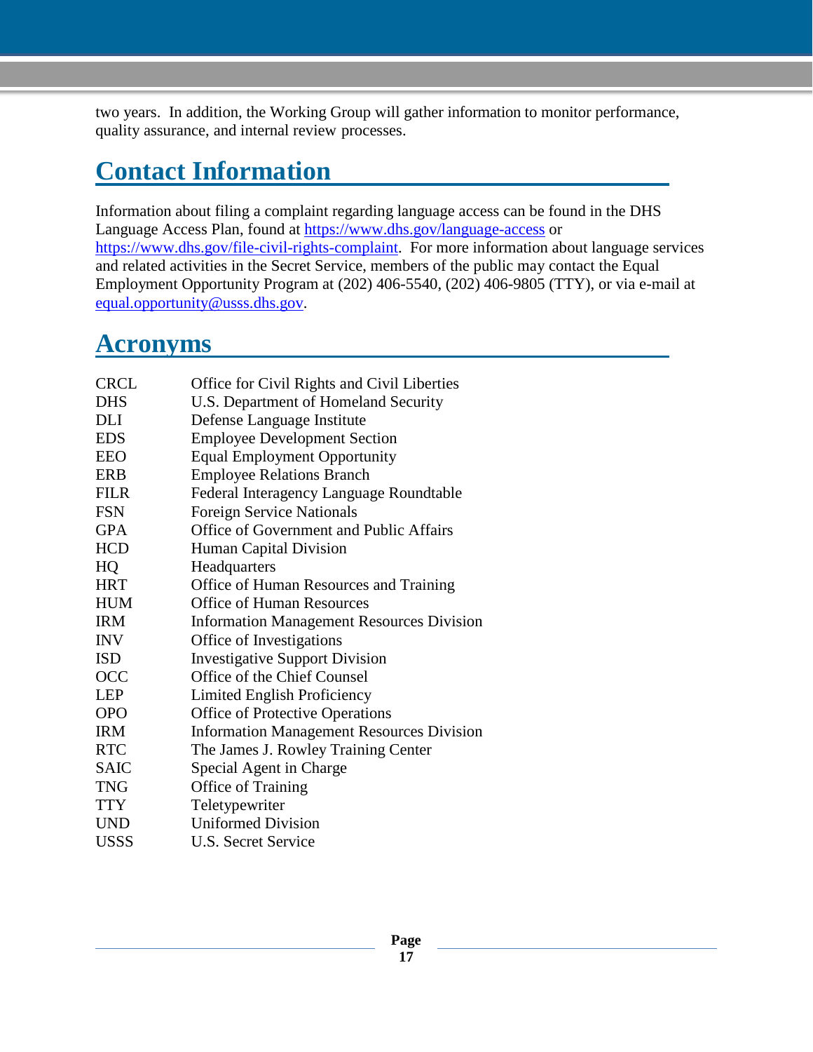two years. In addition, the Working Group will gather information to monitor performance, quality assurance, and internal review processes.

## Contact Information

Information about filing a complaint regarding language access can be found in the DHS Language Access Plan, found at https://www.dhs.gov/language-access or https://www.dhs.gov/file-civil-rights-complaint. For more information about language services and related activities in the Secret Service, members of the public may contact the Equal Employment Opportunity Program at (202) 406-5540, (202) 406-9805 (TTY), or via e-mail at equal.opportunity@usss.dhs.gov.

## Acronyms

| | |
|---|---|
| CRCL | Office for Civil Rights and Civil Liberties |
| DHS | U.S. Department of Homeland Security |
| DLI | Defense Language Institute |
| EDS | Employee Development Section |
| EEO | Equal Employment Opportunity |
| ERB | Employee Relations Branch |
| FILR | Federal Interagency Language Roundtable |
| FSN | Foreign Service Nationals |
| GPA | Office of Government and Public Affairs |
| HCD | Human Capital Division |
| HQ | Headquarters |
| HRT | Office of Human Resources and Training |
| HUM | Office of Human Resources |
| IRM | Information Management Resources Division |
| INV | Office of Investigations |
| ISD | Investigative Support Division |
| OCC | Office of the Chief Counsel |
| LEP | Limited English Proficiency |
| OPO | Office of Protective Operations |
| IRM | Information Management Resources Division |
| RTC | The James J. Rowley Training Center |
| SAIC | Special Agent in Charge |
| TNG | Office of Training |
| TTY | Teletypewriter |
| UND | Uniformed Division |
| USSS | U.S. Secret Service |